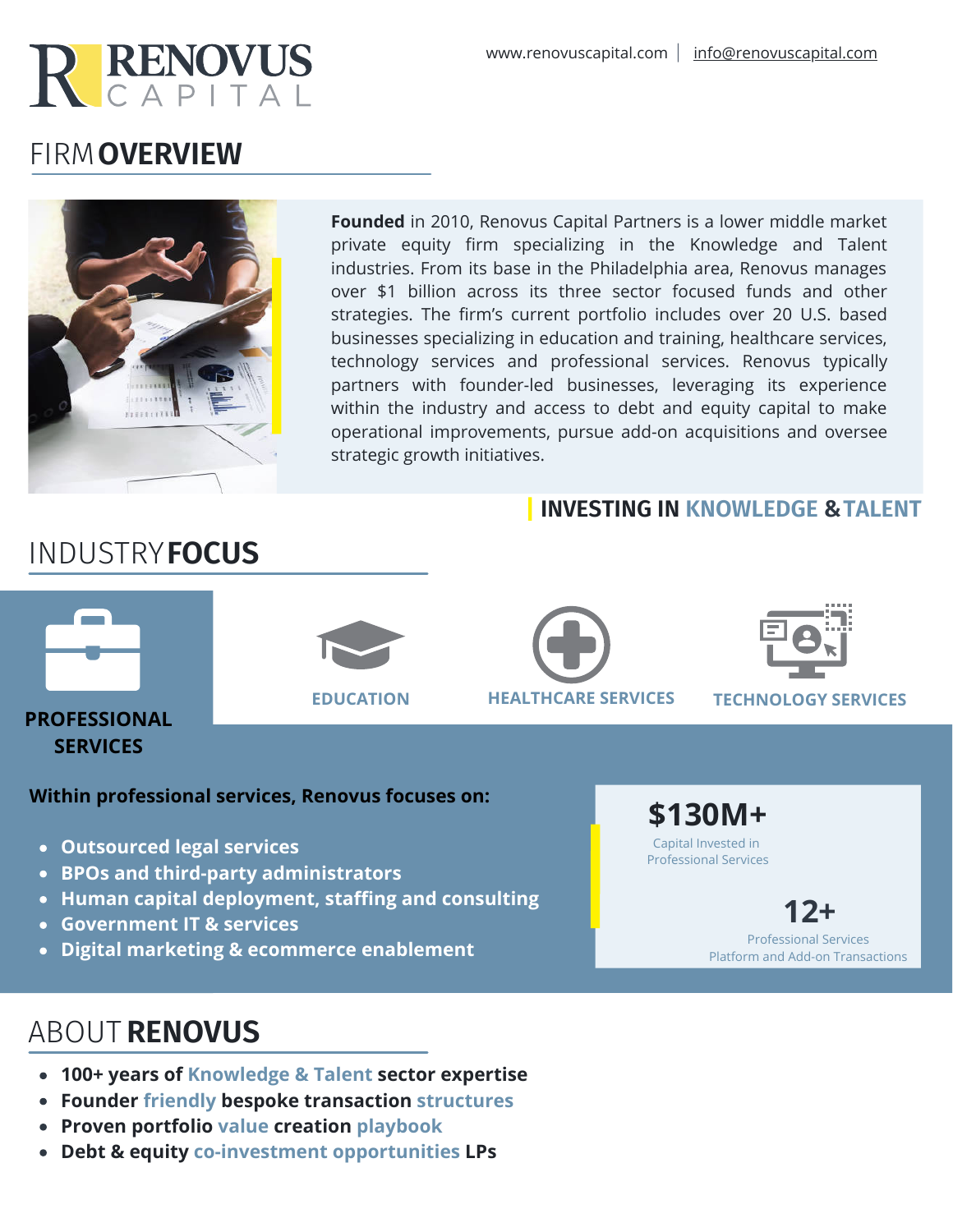# RENOVUS CAPITAL

www.renovuscapital.com | info@renovuscapital.com

## FIRM OVERVIEW

**Founded** in 2010, Renovus Capital Partners is a lower middle market private equity firm specializing in the Knowledge and Talent industries. From its base in the Philadelphia area, Renovus manages over $1 billion across its three sector focused funds and other strategies. The firm's current portfolio includes over 20 U.S. based businesses specializing in education and training, healthcare services, technology services and professional services. Renovus typically partners with founder-led businesses, leveraging its experience within the industry and access to debt and equity capital to make operational improvements, pursue add-on acquisitions and oversee strategic growth initiatives.

**INVESTING IN KNOWLEDGE & TALENT**

## INDUSTRY FOCUS

- **PROFESSIONAL SERVICES**
- **EDUCATION**
- **HEALTHCARE SERVICES**
- **TECHNOLOGY SERVICES**

**Within professional services, Renovus focuses on:**

- **Outsourced legal services**
- **BPOs and third-party administrators**
- **Human capital deployment, staffing and consulting**
- **Government IT & services**
- **Digital marketing & ecommerce enablement**

**$130M+**
Capital Invested in Professional Services

**12+**
Professional Services Platform and Add-on Transactions

## ABOUT RENOVUS

- **100+ years of Knowledge & Talent sector expertise**
- **Founder friendly bespoke transaction structures**
- **Proven portfolio value creation playbook**
- **Debt & equity co-investment opportunities LPs**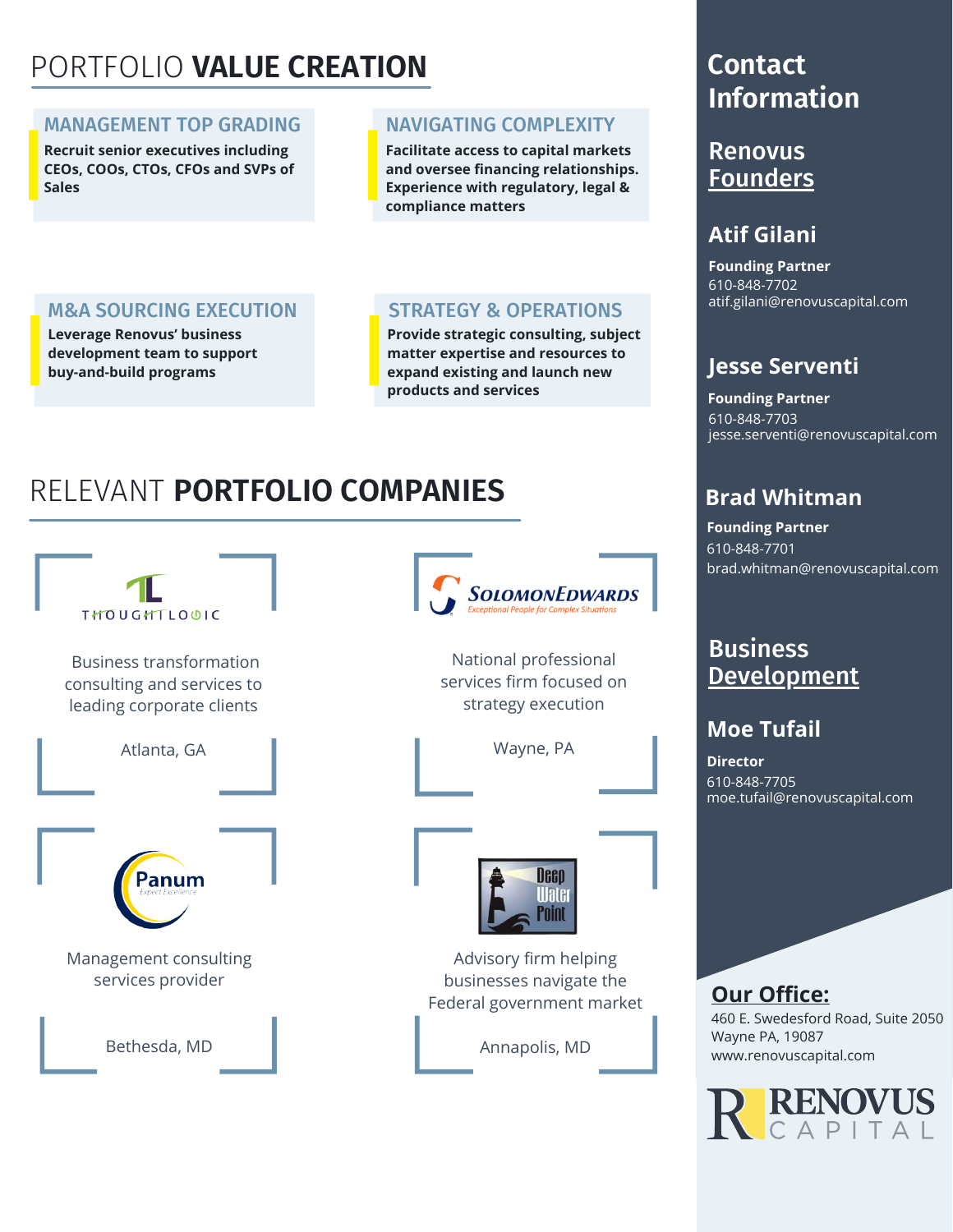# PORTFOLIO **VALUE CREATION**

### MANAGEMENT TOP GRADING

**Recruit senior executives including CEOs, COOs, CTOs, CFOs and SVPs of Sales**

### NAVIGATING COMPLEXITY

**Facilitate access to capital markets and oversee financing relationships. Experience with regulatory, legal & compliance matters**

### M&A SOURCING EXECUTION

**Leverage Renovus' business development team to support buy-and-build programs**

### STRATEGY & OPERATIONS

**Provide strategic consulting, subject matter expertise and resources to expand existing and launch new products and services**

# RELEVANT **PORTFOLIO COMPANIES**

**THOUGHTLOGIC**

Business transformation consulting and services to leading corporate clients

Atlanta, GA

**SOLOMONEDWARDS** — Exceptional People for Complex Situations

National professional services firm focused on strategy execution

Wayne, PA

**Panum** — Expect Excellence

Management consulting services provider

Bethesda, MD

**Deep Water Point**

Advisory firm helping businesses navigate the Federal government market

Annapolis, MD

# Contact Information

## Renovus Founders

### Atif Gilani

**Founding Partner**
610-848-7702
atif.gilani@renovuscapital.com

### Jesse Serventi

**Founding Partner**
610-848-7703
jesse.serventi@renovuscapital.com

### Brad Whitman

**Founding Partner**
610-848-7701
brad.whitman@renovuscapital.com

## Business Development

### Moe Tufail

**Director**
610-848-7705
moe.tufail@renovuscapital.com

**Our Office:**
460 E. Swedesford Road, Suite 2050
Wayne PA, 19087
www.renovuscapital.com

RENOVUS CAPITAL